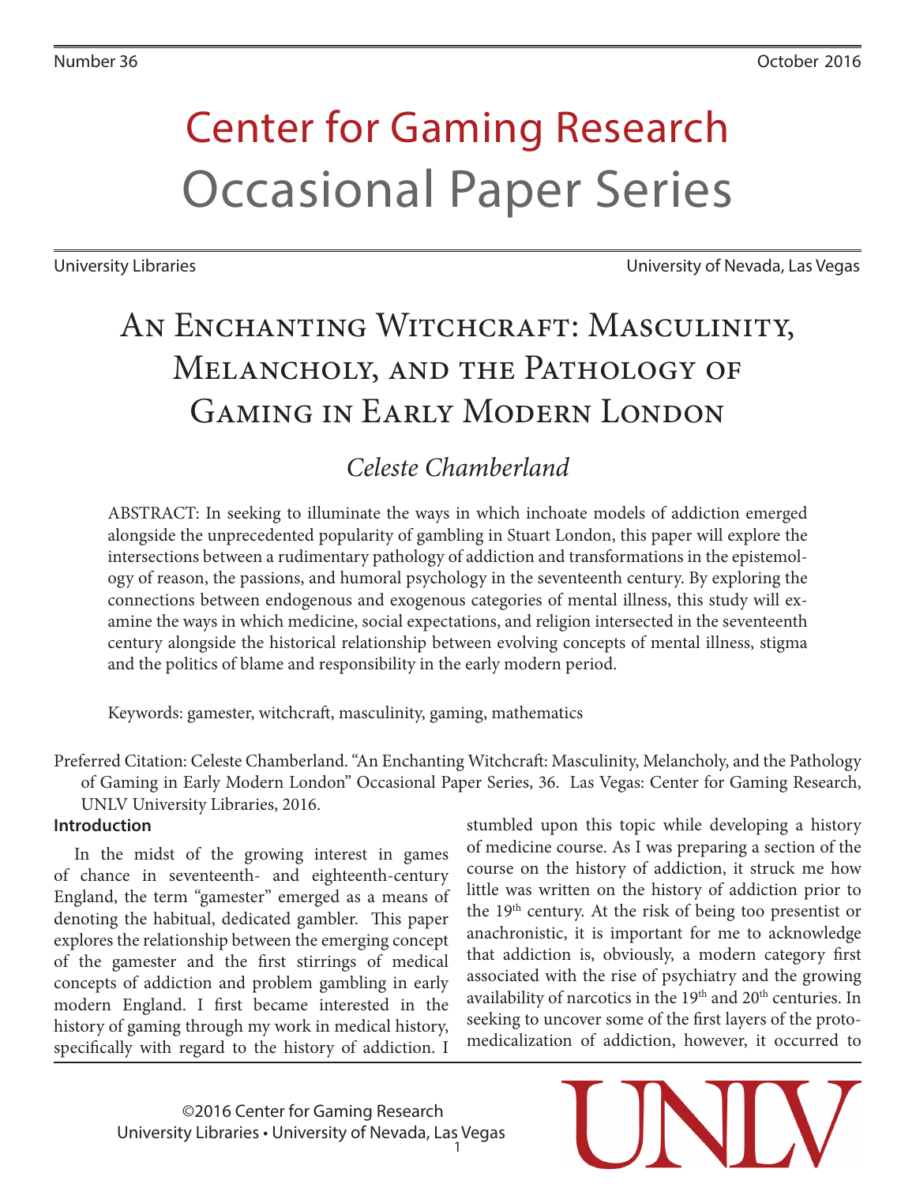Number 36 October 2016

# Center for Gaming Research
# Occasional Paper Series

University Libraries University of Nevada, Las Vegas

## An Enchanting Witchcraft: Masculinity, Melancholy, and the Pathology of Gaming in Early Modern London

*Celeste Chamberland*

ABSTRACT: In seeking to illuminate the ways in which inchoate models of addiction emerged alongside the unprecedented popularity of gambling in Stuart London, this paper will explore the intersections between a rudimentary pathology of addiction and transformations in the epistemology of reason, the passions, and humoral psychology in the seventeenth century. By exploring the connections between endogenous and exogenous categories of mental illness, this study will examine the ways in which medicine, social expectations, and religion intersected in the seventeenth century alongside the historical relationship between evolving concepts of mental illness, stigma and the politics of blame and responsibility in the early modern period.

Keywords: gamester, witchcraft, masculinity, gaming, mathematics

Preferred Citation: Celeste Chamberland. "An Enchanting Witchcraft: Masculinity, Melancholy, and the Pathology of Gaming in Early Modern London" Occasional Paper Series, 36. Las Vegas: Center for Gaming Research, UNLV University Libraries, 2016.

### Introduction

In the midst of the growing interest in games of chance in seventeenth- and eighteenth-century England, the term "gamester" emerged as a means of denoting the habitual, dedicated gambler. This paper explores the relationship between the emerging concept of the gamester and the first stirrings of medical concepts of addiction and problem gambling in early modern England. I first became interested in the history of gaming through my work in medical history, specifically with regard to the history of addiction. I stumbled upon this topic while developing a history of medicine course. As I was preparing a section of the course on the history of addiction, it struck me how little was written on the history of addiction prior to the 19th century. At the risk of being too presentist or anachronistic, it is important for me to acknowledge that addiction is, obviously, a modern category first associated with the rise of psychiatry and the growing availability of narcotics in the 19th and 20th centuries. In seeking to uncover some of the first layers of the proto-medicalization of addiction, however, it occurred to

©2016 Center for Gaming Research
University Libraries • University of Nevada, Las Vegas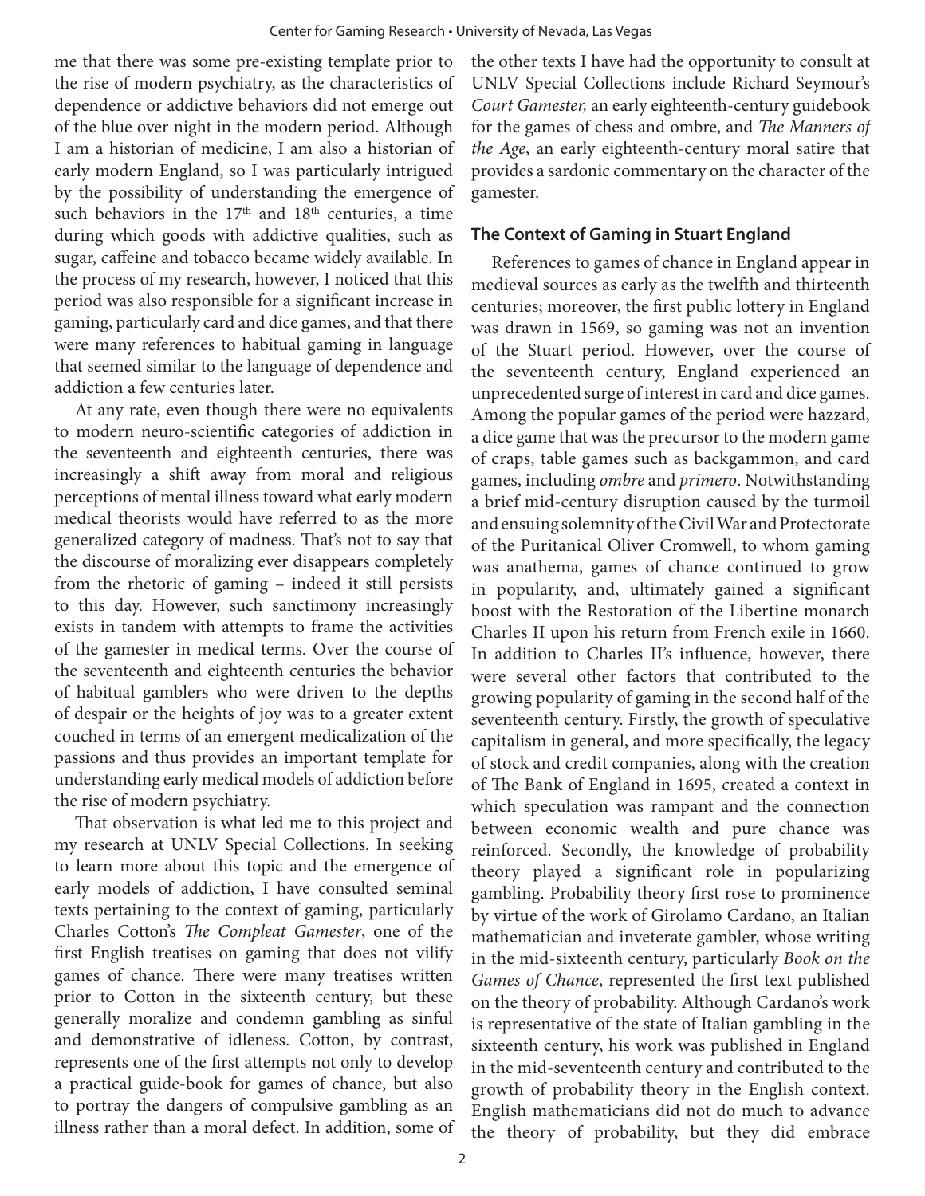me that there was some pre-existing template prior to the rise of modern psychiatry, as the characteristics of dependence or addictive behaviors did not emerge out of the blue over night in the modern period. Although I am a historian of medicine, I am also a historian of early modern England, so I was particularly intrigued by the possibility of understanding the emergence of such behaviors in the 17th and 18th centuries, a time during which goods with addictive qualities, such as sugar, caffeine and tobacco became widely available. In the process of my research, however, I noticed that this period was also responsible for a significant increase in gaming, particularly card and dice games, and that there were many references to habitual gaming in language that seemed similar to the language of dependence and addiction a few centuries later.

At any rate, even though there were no equivalents to modern neuro-scientific categories of addiction in the seventeenth and eighteenth centuries, there was increasingly a shift away from moral and religious perceptions of mental illness toward what early modern medical theorists would have referred to as the more generalized category of madness. That's not to say that the discourse of moralizing ever disappears completely from the rhetoric of gaming – indeed it still persists to this day. However, such sanctimony increasingly exists in tandem with attempts to frame the activities of the gamester in medical terms. Over the course of the seventeenth and eighteenth centuries the behavior of habitual gamblers who were driven to the depths of despair or the heights of joy was to a greater extent couched in terms of an emergent medicalization of the passions and thus provides an important template for understanding early medical models of addiction before the rise of modern psychiatry.

That observation is what led me to this project and my research at UNLV Special Collections. In seeking to learn more about this topic and the emergence of early models of addiction, I have consulted seminal texts pertaining to the context of gaming, particularly Charles Cotton's *The Compleat Gamester*, one of the first English treatises on gaming that does not vilify games of chance. There were many treatises written prior to Cotton in the sixteenth century, but these generally moralize and condemn gambling as sinful and demonstrative of idleness. Cotton, by contrast, represents one of the first attempts not only to develop a practical guide-book for games of chance, but also to portray the dangers of compulsive gambling as an illness rather than a moral defect. In addition, some of the other texts I have had the opportunity to consult at UNLV Special Collections include Richard Seymour's *Court Gamester,* an early eighteenth-century guidebook for the games of chess and ombre, and *The Manners of the Age*, an early eighteenth-century moral satire that provides a sardonic commentary on the character of the gamester.

## The Context of Gaming in Stuart England

References to games of chance in England appear in medieval sources as early as the twelfth and thirteenth centuries; moreover, the first public lottery in England was drawn in 1569, so gaming was not an invention of the Stuart period. However, over the course of the seventeenth century, England experienced an unprecedented surge of interest in card and dice games. Among the popular games of the period were hazzard, a dice game that was the precursor to the modern game of craps, table games such as backgammon, and card games, including *ombre* and *primero*. Notwithstanding a brief mid-century disruption caused by the turmoil and ensuing solemnity of the Civil War and Protectorate of the Puritanical Oliver Cromwell, to whom gaming was anathema, games of chance continued to grow in popularity, and, ultimately gained a significant boost with the Restoration of the Libertine monarch Charles II upon his return from French exile in 1660. In addition to Charles II's influence, however, there were several other factors that contributed to the growing popularity of gaming in the second half of the seventeenth century. Firstly, the growth of speculative capitalism in general, and more specifically, the legacy of stock and credit companies, along with the creation of The Bank of England in 1695, created a context in which speculation was rampant and the connection between economic wealth and pure chance was reinforced. Secondly, the knowledge of probability theory played a significant role in popularizing gambling. Probability theory first rose to prominence by virtue of the work of Girolamo Cardano, an Italian mathematician and inveterate gambler, whose writing in the mid-sixteenth century, particularly *Book on the Games of Chance*, represented the first text published on the theory of probability. Although Cardano's work is representative of the state of Italian gambling in the sixteenth century, his work was published in England in the mid-seventeenth century and contributed to the growth of probability theory in the English context. English mathematicians did not do much to advance the theory of probability, but they did embrace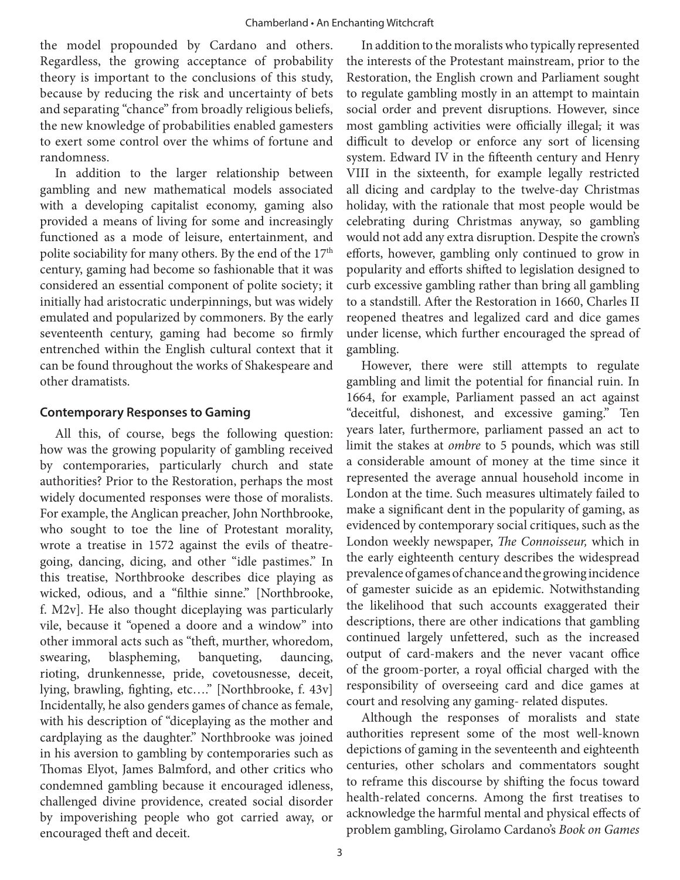the model propounded by Cardano and others. Regardless, the growing acceptance of probability theory is important to the conclusions of this study, because by reducing the risk and uncertainty of bets and separating "chance" from broadly religious beliefs, the new knowledge of probabilities enabled gamesters to exert some control over the whims of fortune and randomness.

In addition to the larger relationship between gambling and new mathematical models associated with a developing capitalist economy, gaming also provided a means of living for some and increasingly functioned as a mode of leisure, entertainment, and polite sociability for many others. By the end of the 17th century, gaming had become so fashionable that it was considered an essential component of polite society; it initially had aristocratic underpinnings, but was widely emulated and popularized by commoners. By the early seventeenth century, gaming had become so firmly entrenched within the English cultural context that it can be found throughout the works of Shakespeare and other dramatists.

### Contemporary Responses to Gaming

All this, of course, begs the following question: how was the growing popularity of gambling received by contemporaries, particularly church and state authorities? Prior to the Restoration, perhaps the most widely documented responses were those of moralists. For example, the Anglican preacher, John Northbrooke, who sought to toe the line of Protestant morality, wrote a treatise in 1572 against the evils of theatre-going, dancing, dicing, and other "idle pastimes." In this treatise, Northbrooke describes dice playing as wicked, odious, and a "filthie sinne." [Northbrooke, f. M2v]. He also thought diceplaying was particularly vile, because it "opened a doore and a window" into other immoral acts such as "theft, murther, whoredom, swearing, blaspheming, banqueting, dauncing, rioting, drunkennesse, pride, covetousnesse, deceit, lying, brawling, fighting, etc…." [Northbrooke, f. 43v] Incidentally, he also genders games of chance as female, with his description of "diceplaying as the mother and cardplaying as the daughter." Northbrooke was joined in his aversion to gambling by contemporaries such as Thomas Elyot, James Balmford, and other critics who condemned gambling because it encouraged idleness, challenged divine providence, created social disorder by impoverishing people who got carried away, or encouraged theft and deceit.

In addition to the moralists who typically represented the interests of the Protestant mainstream, prior to the Restoration, the English crown and Parliament sought to regulate gambling mostly in an attempt to maintain social order and prevent disruptions. However, since most gambling activities were officially illegal; it was difficult to develop or enforce any sort of licensing system. Edward IV in the fifteenth century and Henry VIII in the sixteenth, for example legally restricted all dicing and cardplay to the twelve-day Christmas holiday, with the rationale that most people would be celebrating during Christmas anyway, so gambling would not add any extra disruption. Despite the crown's efforts, however, gambling only continued to grow in popularity and efforts shifted to legislation designed to curb excessive gambling rather than bring all gambling to a standstill. After the Restoration in 1660, Charles II reopened theatres and legalized card and dice games under license, which further encouraged the spread of gambling.

However, there were still attempts to regulate gambling and limit the potential for financial ruin. In 1664, for example, Parliament passed an act against "deceitful, dishonest, and excessive gaming." Ten years later, furthermore, parliament passed an act to limit the stakes at *ombre* to 5 pounds, which was still a considerable amount of money at the time since it represented the average annual household income in London at the time. Such measures ultimately failed to make a significant dent in the popularity of gaming, as evidenced by contemporary social critiques, such as the London weekly newspaper, *The Connoisseur,* which in the early eighteenth century describes the widespread prevalence of games of chance and the growing incidence of gamester suicide as an epidemic. Notwithstanding the likelihood that such accounts exaggerated their descriptions, there are other indications that gambling continued largely unfettered, such as the increased output of card-makers and the never vacant office of the groom-porter, a royal official charged with the responsibility of overseeing card and dice games at court and resolving any gaming- related disputes.

Although the responses of moralists and state authorities represent some of the most well-known depictions of gaming in the seventeenth and eighteenth centuries, other scholars and commentators sought to reframe this discourse by shifting the focus toward health-related concerns. Among the first treatises to acknowledge the harmful mental and physical effects of problem gambling, Girolamo Cardano's *Book on Games*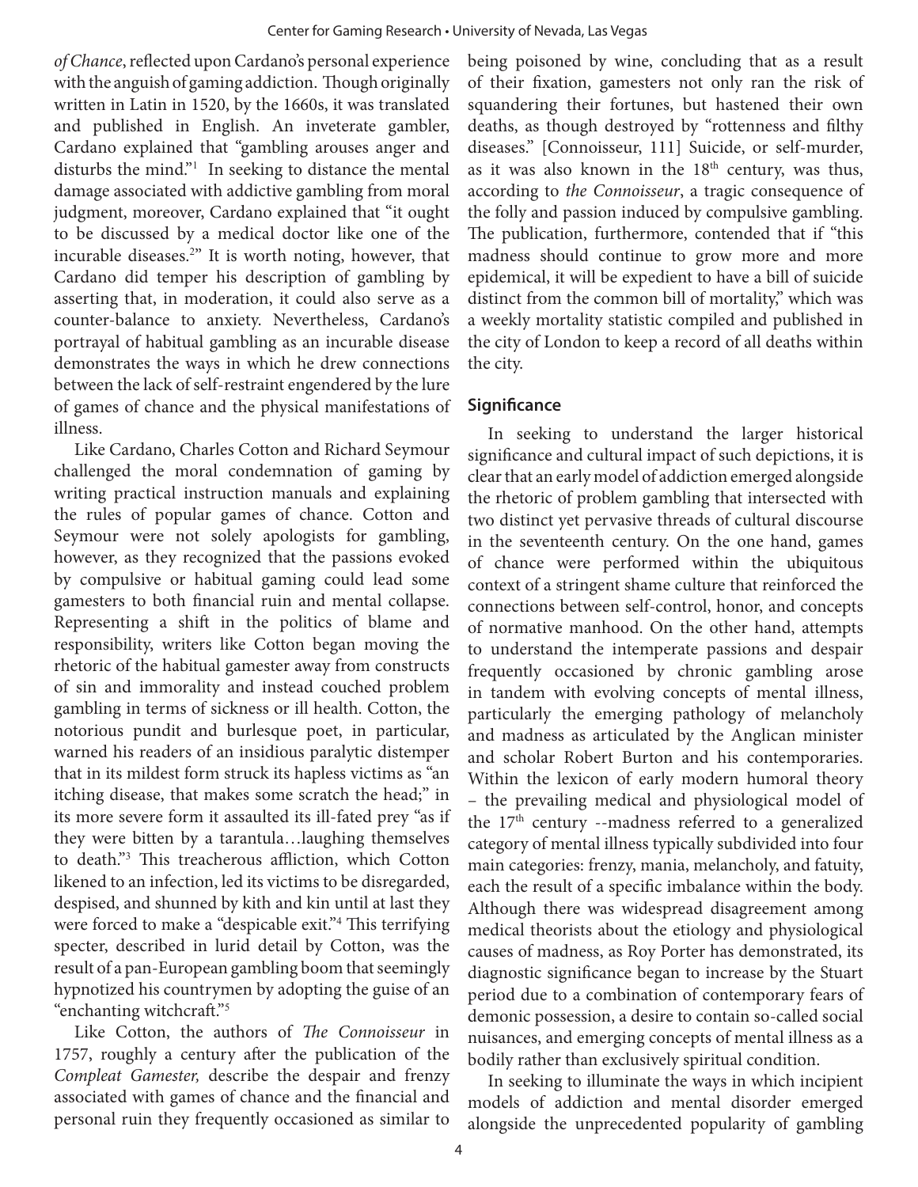*of Chance*, reflected upon Cardano's personal experience with the anguish of gaming addiction. Though originally written in Latin in 1520, by the 1660s, it was translated and published in English. An inveterate gambler, Cardano explained that "gambling arouses anger and disturbs the mind."[1] In seeking to distance the mental damage associated with addictive gambling from moral judgment, moreover, Cardano explained that "it ought to be discussed by a medical doctor like one of the incurable diseases.[2]" It is worth noting, however, that Cardano did temper his description of gambling by asserting that, in moderation, it could also serve as a counter-balance to anxiety. Nevertheless, Cardano's portrayal of habitual gambling as an incurable disease demonstrates the ways in which he drew connections between the lack of self-restraint engendered by the lure of games of chance and the physical manifestations of illness.

Like Cardano, Charles Cotton and Richard Seymour challenged the moral condemnation of gaming by writing practical instruction manuals and explaining the rules of popular games of chance. Cotton and Seymour were not solely apologists for gambling, however, as they recognized that the passions evoked by compulsive or habitual gaming could lead some gamesters to both financial ruin and mental collapse. Representing a shift in the politics of blame and responsibility, writers like Cotton began moving the rhetoric of the habitual gamester away from constructs of sin and immorality and instead couched problem gambling in terms of sickness or ill health. Cotton, the notorious pundit and burlesque poet, in particular, warned his readers of an insidious paralytic distemper that in its mildest form struck its hapless victims as "an itching disease, that makes some scratch the head;" in its more severe form it assaulted its ill-fated prey "as if they were bitten by a tarantula…laughing themselves to death."[3] This treacherous affliction, which Cotton likened to an infection, led its victims to be disregarded, despised, and shunned by kith and kin until at last they were forced to make a "despicable exit."[4] This terrifying specter, described in lurid detail by Cotton, was the result of a pan-European gambling boom that seemingly hypnotized his countrymen by adopting the guise of an "enchanting witchcraft."[5]

Like Cotton, the authors of *The Connoisseur* in 1757, roughly a century after the publication of the *Compleat Gamester,* describe the despair and frenzy associated with games of chance and the financial and personal ruin they frequently occasioned as similar to being poisoned by wine, concluding that as a result of their fixation, gamesters not only ran the risk of squandering their fortunes, but hastened their own deaths, as though destroyed by "rottenness and filthy diseases." [Connoisseur, 111] Suicide, or self-murder, as it was also known in the 18th century, was thus, according to *the Connoisseur*, a tragic consequence of the folly and passion induced by compulsive gambling. The publication, furthermore, contended that if "this madness should continue to grow more and more epidemical, it will be expedient to have a bill of suicide distinct from the common bill of mortality," which was a weekly mortality statistic compiled and published in the city of London to keep a record of all deaths within the city.

## Significance

In seeking to understand the larger historical significance and cultural impact of such depictions, it is clear that an early model of addiction emerged alongside the rhetoric of problem gambling that intersected with two distinct yet pervasive threads of cultural discourse in the seventeenth century. On the one hand, games of chance were performed within the ubiquitous context of a stringent shame culture that reinforced the connections between self-control, honor, and concepts of normative manhood. On the other hand, attempts to understand the intemperate passions and despair frequently occasioned by chronic gambling arose in tandem with evolving concepts of mental illness, particularly the emerging pathology of melancholy and madness as articulated by the Anglican minister and scholar Robert Burton and his contemporaries. Within the lexicon of early modern humoral theory – the prevailing medical and physiological model of the 17th century --madness referred to a generalized category of mental illness typically subdivided into four main categories: frenzy, mania, melancholy, and fatuity, each the result of a specific imbalance within the body. Although there was widespread disagreement among medical theorists about the etiology and physiological causes of madness, as Roy Porter has demonstrated, its diagnostic significance began to increase by the Stuart period due to a combination of contemporary fears of demonic possession, a desire to contain so-called social nuisances, and emerging concepts of mental illness as a bodily rather than exclusively spiritual condition.

In seeking to illuminate the ways in which incipient models of addiction and mental disorder emerged alongside the unprecedented popularity of gambling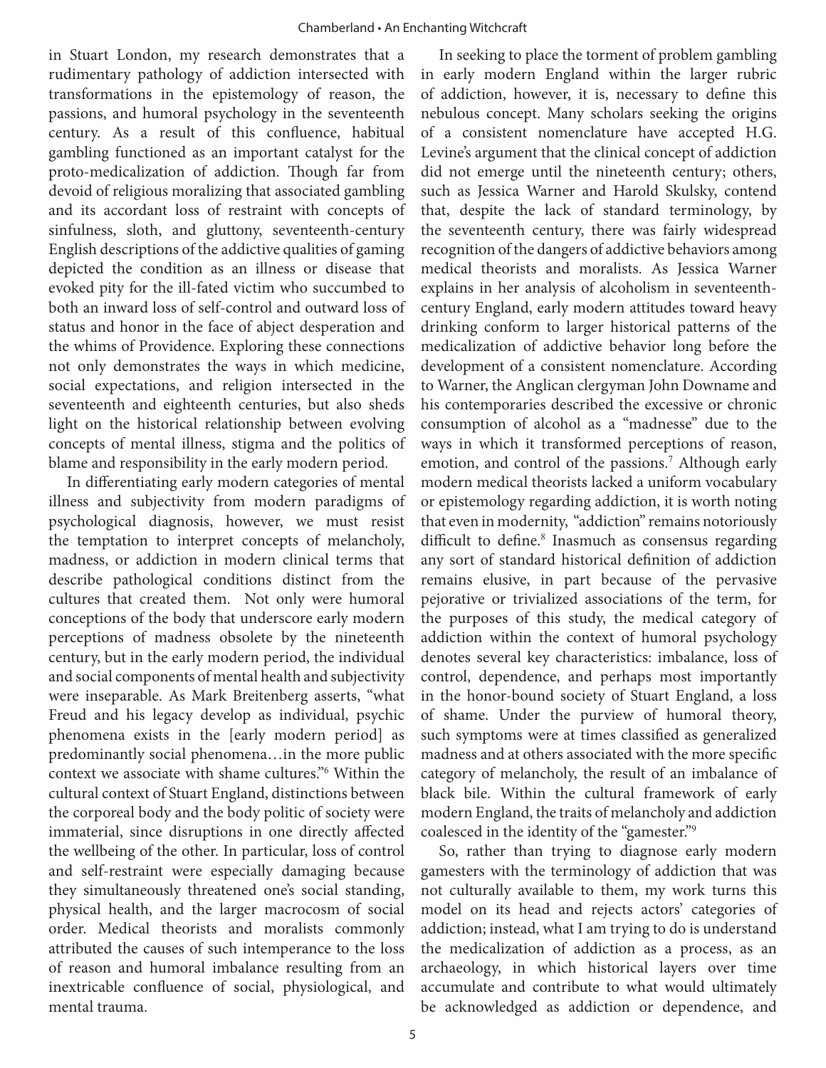in Stuart London, my research demonstrates that a rudimentary pathology of addiction intersected with transformations in the epistemology of reason, the passions, and humoral psychology in the seventeenth century. As a result of this confluence, habitual gambling functioned as an important catalyst for the proto-medicalization of addiction. Though far from devoid of religious moralizing that associated gambling and its accordant loss of restraint with concepts of sinfulness, sloth, and gluttony, seventeenth-century English descriptions of the addictive qualities of gaming depicted the condition as an illness or disease that evoked pity for the ill-fated victim who succumbed to both an inward loss of self-control and outward loss of status and honor in the face of abject desperation and the whims of Providence. Exploring these connections not only demonstrates the ways in which medicine, social expectations, and religion intersected in the seventeenth and eighteenth centuries, but also sheds light on the historical relationship between evolving concepts of mental illness, stigma and the politics of blame and responsibility in the early modern period.

In differentiating early modern categories of mental illness and subjectivity from modern paradigms of psychological diagnosis, however, we must resist the temptation to interpret concepts of melancholy, madness, or addiction in modern clinical terms that describe pathological conditions distinct from the cultures that created them. Not only were humoral conceptions of the body that underscore early modern perceptions of madness obsolete by the nineteenth century, but in the early modern period, the individual and social components of mental health and subjectivity were inseparable. As Mark Breitenberg asserts, "what Freud and his legacy develop as individual, psychic phenomena exists in the [early modern period] as predominantly social phenomena…in the more public context we associate with shame cultures."[6] Within the cultural context of Stuart England, distinctions between the corporeal body and the body politic of society were immaterial, since disruptions in one directly affected the wellbeing of the other. In particular, loss of control and self-restraint were especially damaging because they simultaneously threatened one's social standing, physical health, and the larger macrocosm of social order. Medical theorists and moralists commonly attributed the causes of such intemperance to the loss of reason and humoral imbalance resulting from an inextricable confluence of social, physiological, and mental trauma.

In seeking to place the torment of problem gambling in early modern England within the larger rubric of addiction, however, it is, necessary to define this nebulous concept. Many scholars seeking the origins of a consistent nomenclature have accepted H.G. Levine's argument that the clinical concept of addiction did not emerge until the nineteenth century; others, such as Jessica Warner and Harold Skulsky, contend that, despite the lack of standard terminology, by the seventeenth century, there was fairly widespread recognition of the dangers of addictive behaviors among medical theorists and moralists. As Jessica Warner explains in her analysis of alcoholism in seventeenth-century England, early modern attitudes toward heavy drinking conform to larger historical patterns of the medicalization of addictive behavior long before the development of a consistent nomenclature. According to Warner, the Anglican clergyman John Downame and his contemporaries described the excessive or chronic consumption of alcohol as a "madnesse" due to the ways in which it transformed perceptions of reason, emotion, and control of the passions.[7] Although early modern medical theorists lacked a uniform vocabulary or epistemology regarding addiction, it is worth noting that even in modernity, "addiction" remains notoriously difficult to define.[8] Inasmuch as consensus regarding any sort of standard historical definition of addiction remains elusive, in part because of the pervasive pejorative or trivialized associations of the term, for the purposes of this study, the medical category of addiction within the context of humoral psychology denotes several key characteristics: imbalance, loss of control, dependence, and perhaps most importantly in the honor-bound society of Stuart England, a loss of shame. Under the purview of humoral theory, such symptoms were at times classified as generalized madness and at others associated with the more specific category of melancholy, the result of an imbalance of black bile. Within the cultural framework of early modern England, the traits of melancholy and addiction coalesced in the identity of the "gamester."[9]

So, rather than trying to diagnose early modern gamesters with the terminology of addiction that was not culturally available to them, my work turns this model on its head and rejects actors' categories of addiction; instead, what I am trying to do is understand the medicalization of addiction as a process, as an archaeology, in which historical layers over time accumulate and contribute to what would ultimately be acknowledged as addiction or dependence, and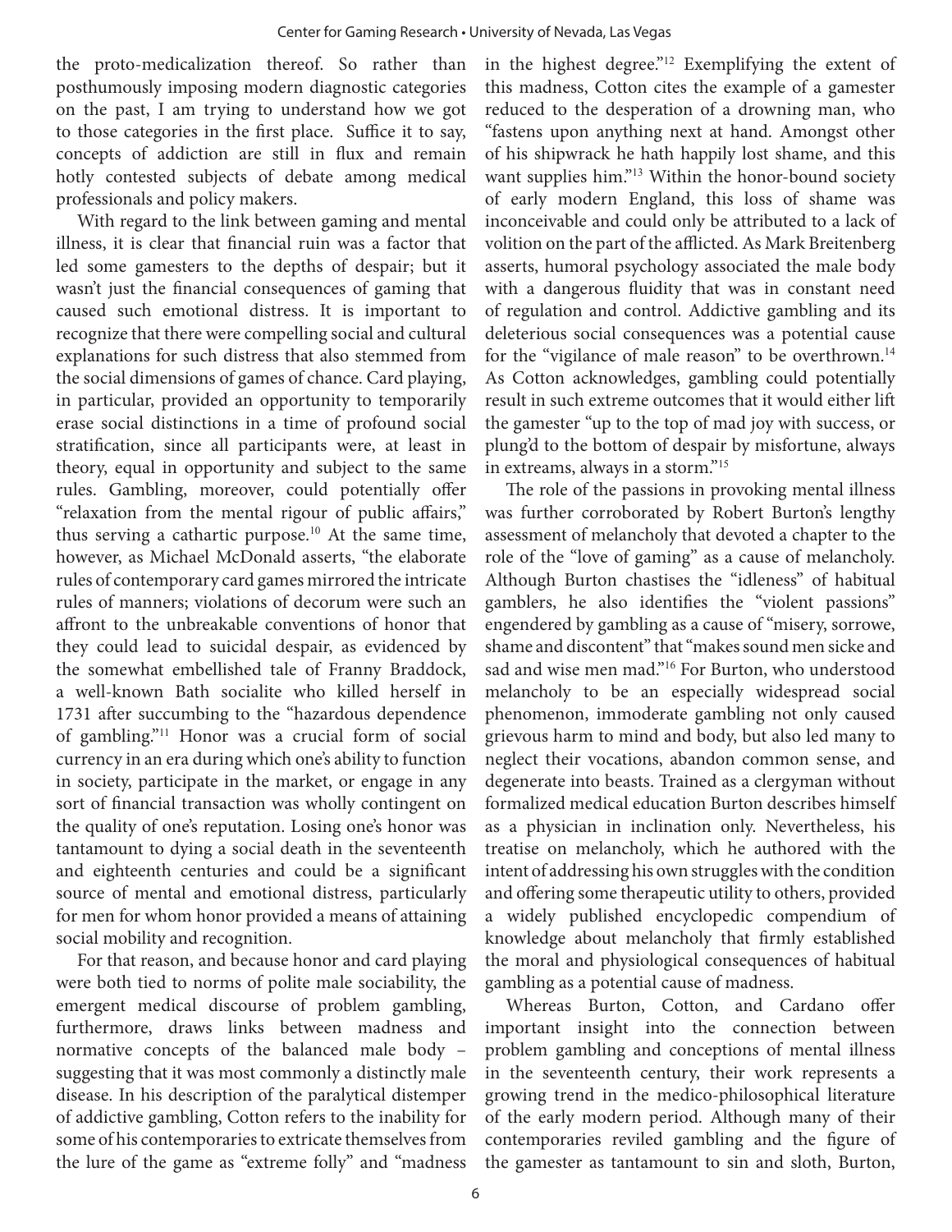the proto-medicalization thereof. So rather than posthumously imposing modern diagnostic categories on the past, I am trying to understand how we got to those categories in the first place. Suffice it to say, concepts of addiction are still in flux and remain hotly contested subjects of debate among medical professionals and policy makers.

With regard to the link between gaming and mental illness, it is clear that financial ruin was a factor that led some gamesters to the depths of despair; but it wasn't just the financial consequences of gaming that caused such emotional distress. It is important to recognize that there were compelling social and cultural explanations for such distress that also stemmed from the social dimensions of games of chance. Card playing, in particular, provided an opportunity to temporarily erase social distinctions in a time of profound social stratification, since all participants were, at least in theory, equal in opportunity and subject to the same rules. Gambling, moreover, could potentially offer "relaxation from the mental rigour of public affairs," thus serving a cathartic purpose.[10] At the same time, however, as Michael McDonald asserts, "the elaborate rules of contemporary card games mirrored the intricate rules of manners; violations of decorum were such an affront to the unbreakable conventions of honor that they could lead to suicidal despair, as evidenced by the somewhat embellished tale of Franny Braddock, a well-known Bath socialite who killed herself in 1731 after succumbing to the "hazardous dependence of gambling."[11] Honor was a crucial form of social currency in an era during which one's ability to function in society, participate in the market, or engage in any sort of financial transaction was wholly contingent on the quality of one's reputation. Losing one's honor was tantamount to dying a social death in the seventeenth and eighteenth centuries and could be a significant source of mental and emotional distress, particularly for men for whom honor provided a means of attaining social mobility and recognition.

For that reason, and because honor and card playing were both tied to norms of polite male sociability, the emergent medical discourse of problem gambling, furthermore, draws links between madness and normative concepts of the balanced male body – suggesting that it was most commonly a distinctly male disease. In his description of the paralytical distemper of addictive gambling, Cotton refers to the inability for some of his contemporaries to extricate themselves from the lure of the game as "extreme folly" and "madness in the highest degree."[12] Exemplifying the extent of this madness, Cotton cites the example of a gamester reduced to the desperation of a drowning man, who "fastens upon anything next at hand. Amongst other of his shipwrack he hath happily lost shame, and this want supplies him."[13] Within the honor-bound society of early modern England, this loss of shame was inconceivable and could only be attributed to a lack of volition on the part of the afflicted. As Mark Breitenberg asserts, humoral psychology associated the male body with a dangerous fluidity that was in constant need of regulation and control. Addictive gambling and its deleterious social consequences was a potential cause for the "vigilance of male reason" to be overthrown.[14] As Cotton acknowledges, gambling could potentially result in such extreme outcomes that it would either lift the gamester "up to the top of mad joy with success, or plung'd to the bottom of despair by misfortune, always in extreams, always in a storm."[15]

The role of the passions in provoking mental illness was further corroborated by Robert Burton's lengthy assessment of melancholy that devoted a chapter to the role of the "love of gaming" as a cause of melancholy. Although Burton chastises the "idleness" of habitual gamblers, he also identifies the "violent passions" engendered by gambling as a cause of "misery, sorrowe, shame and discontent" that "makes sound men sicke and sad and wise men mad."[16] For Burton, who understood melancholy to be an especially widespread social phenomenon, immoderate gambling not only caused grievous harm to mind and body, but also led many to neglect their vocations, abandon common sense, and degenerate into beasts. Trained as a clergyman without formalized medical education Burton describes himself as a physician in inclination only. Nevertheless, his treatise on melancholy, which he authored with the intent of addressing his own struggles with the condition and offering some therapeutic utility to others, provided a widely published encyclopedic compendium of knowledge about melancholy that firmly established the moral and physiological consequences of habitual gambling as a potential cause of madness.

Whereas Burton, Cotton, and Cardano offer important insight into the connection between problem gambling and conceptions of mental illness in the seventeenth century, their work represents a growing trend in the medico-philosophical literature of the early modern period. Although many of their contemporaries reviled gambling and the figure of the gamester as tantamount to sin and sloth, Burton,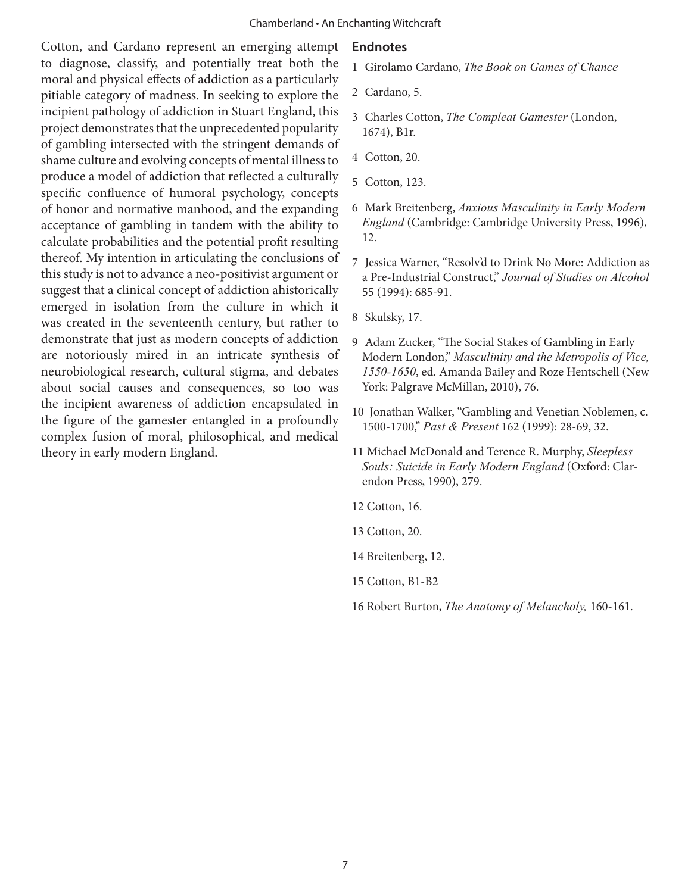Cotton, and Cardano represent an emerging attempt to diagnose, classify, and potentially treat both the moral and physical effects of addiction as a particularly pitiable category of madness. In seeking to explore the incipient pathology of addiction in Stuart England, this project demonstrates that the unprecedented popularity of gambling intersected with the stringent demands of shame culture and evolving concepts of mental illness to produce a model of addiction that reflected a culturally specific confluence of humoral psychology, concepts of honor and normative manhood, and the expanding acceptance of gambling in tandem with the ability to calculate probabilities and the potential profit resulting thereof. My intention in articulating the conclusions of this study is not to advance a neo-positivist argument or suggest that a clinical concept of addiction ahistorically emerged in isolation from the culture in which it was created in the seventeenth century, but rather to demonstrate that just as modern concepts of addiction are notoriously mired in an intricate synthesis of neurobiological research, cultural stigma, and debates about social causes and consequences, so too was the incipient awareness of addiction encapsulated in the figure of the gamester entangled in a profoundly complex fusion of moral, philosophical, and medical theory in early modern England.

## Endnotes

1 Girolamo Cardano, *The Book on Games of Chance*

2 Cardano, 5.

3 Charles Cotton, *The Compleat Gamester* (London, 1674), B1r.

4 Cotton, 20.

5 Cotton, 123.

6 Mark Breitenberg, *Anxious Masculinity in Early Modern England* (Cambridge: Cambridge University Press, 1996), 12.

7 Jessica Warner, "Resolv'd to Drink No More: Addiction as a Pre-Industrial Construct," *Journal of Studies on Alcohol* 55 (1994): 685-91.

8 Skulsky, 17.

9 Adam Zucker, "The Social Stakes of Gambling in Early Modern London," *Masculinity and the Metropolis of Vice, 1550-1650*, ed. Amanda Bailey and Roze Hentschell (New York: Palgrave McMillan, 2010), 76.

10 Jonathan Walker, "Gambling and Venetian Noblemen, c. 1500-1700," *Past & Present* 162 (1999): 28-69, 32.

11 Michael McDonald and Terence R. Murphy, *Sleepless Souls: Suicide in Early Modern England* (Oxford: Clarendon Press, 1990), 279.

12 Cotton, 16.

13 Cotton, 20.

14 Breitenberg, 12.

15 Cotton, B1-B2

16 Robert Burton, *The Anatomy of Melancholy,* 160-161.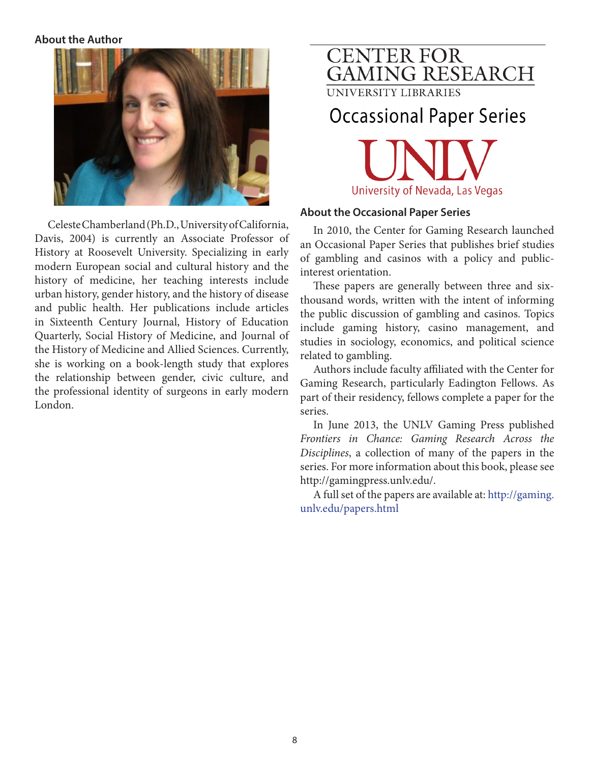## About the Author

Celeste Chamberland (Ph.D., University of California, Davis, 2004) is currently an Associate Professor of History at Roosevelt University. Specializing in early modern European social and cultural history and the history of medicine, her teaching interests include urban history, gender history, and the history of disease and public health. Her publications include articles in Sixteenth Century Journal, History of Education Quarterly, Social History of Medicine, and Journal of the History of Medicine and Allied Sciences. Currently, she is working on a book-length study that explores the relationship between gender, civic culture, and the professional identity of surgeons in early modern London.

CENTER FOR GAMING RESEARCH
UNIVERSITY LIBRARIES

Occassional Paper Series

UNLV
University of Nevada, Las Vegas

## About the Occasional Paper Series

In 2010, the Center for Gaming Research launched an Occasional Paper Series that publishes brief studies of gambling and casinos with a policy and public-interest orientation.

These papers are generally between three and six-thousand words, written with the intent of informing the public discussion of gambling and casinos. Topics include gaming history, casino management, and studies in sociology, economics, and political science related to gambling.

Authors include faculty affiliated with the Center for Gaming Research, particularly Eadington Fellows. As part of their residency, fellows complete a paper for the series.

In June 2013, the UNLV Gaming Press published *Frontiers in Chance: Gaming Research Across the Disciplines*, a collection of many of the papers in the series. For more information about this book, please see http://gamingpress.unlv.edu/.

A full set of the papers are available at: http://gaming.unlv.edu/papers.html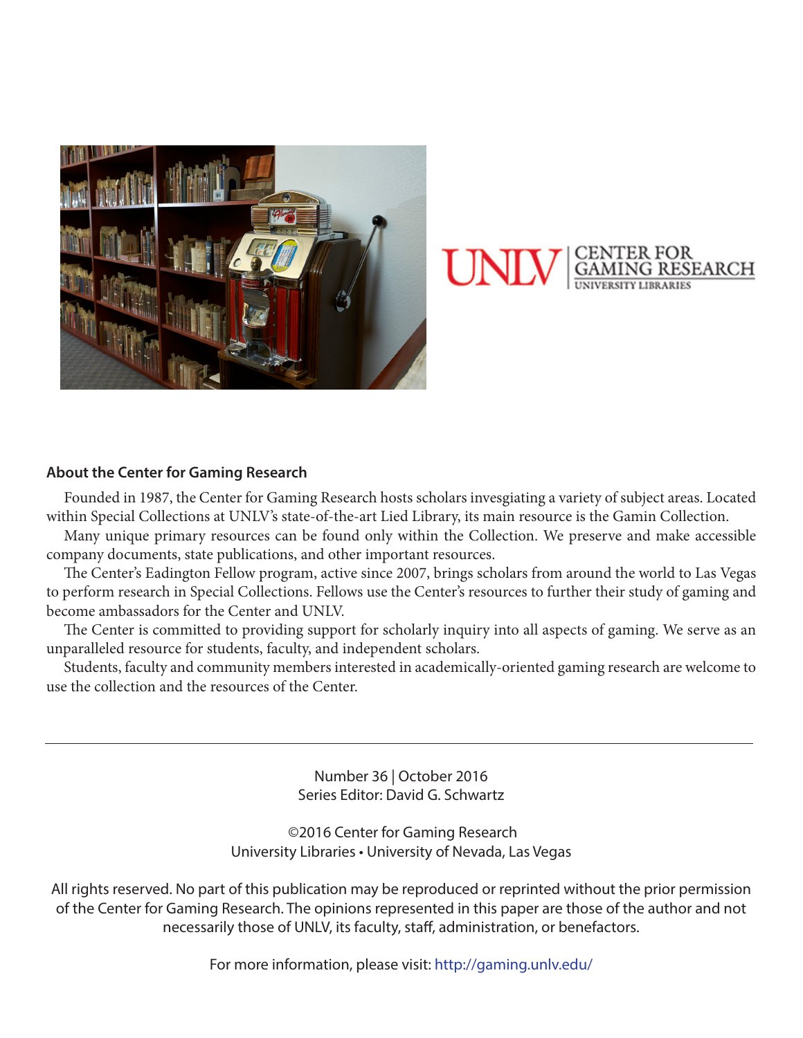UNLV | CENTER FOR GAMING RESEARCH
UNIVERSITY LIBRARIES

**About the Center for Gaming Research**

Founded in 1987, the Center for Gaming Research hosts scholars invesgiating a variety of subject areas. Located within Special Collections at UNLV's state-of-the-art Lied Library, its main resource is the Gamin Collection.

Many unique primary resources can be found only within the Collection. We preserve and make accessible company documents, state publications, and other important resources.

The Center's Eadington Fellow program, active since 2007, brings scholars from around the world to Las Vegas to perform research in Special Collections. Fellows use the Center's resources to further their study of gaming and become ambassadors for the Center and UNLV.

The Center is committed to providing support for scholarly inquiry into all aspects of gaming. We serve as an unparalleled resource for students, faculty, and independent scholars.

Students, faculty and community members interested in academically-oriented gaming research are welcome to use the collection and the resources of the Center.

---

Number 36 | October 2016
Series Editor: David G. Schwartz

©2016 Center for Gaming Research
University Libraries • University of Nevada, Las Vegas

All rights reserved. No part of this publication may be reproduced or reprinted without the prior permission of the Center for Gaming Research. The opinions represented in this paper are those of the author and not necessarily those of UNLV, its faculty, staff, administration, or benefactors.

For more information, please visit: http://gaming.unlv.edu/